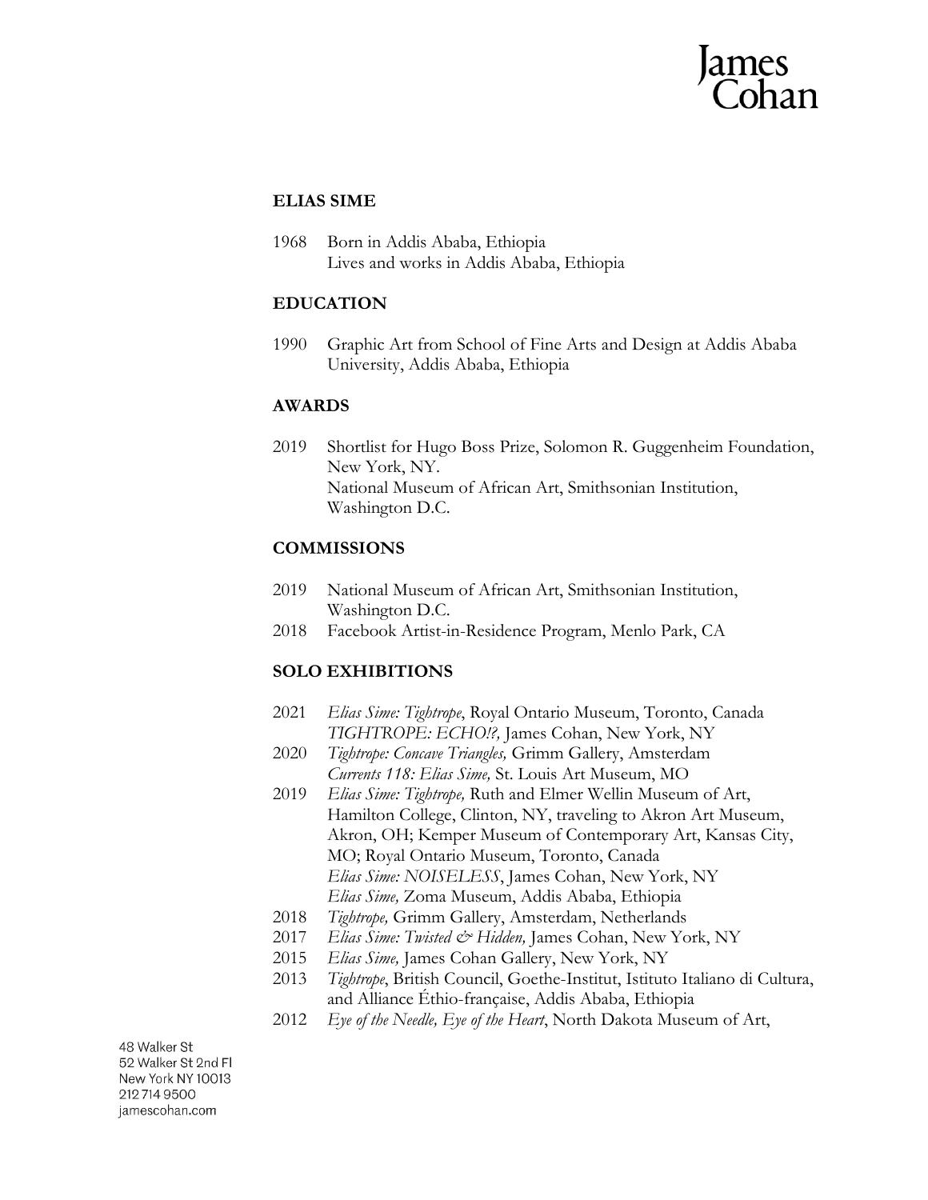# ELIAS SIME

1968 Born in Addis Ababa, Ethiopia
Lives and works in Addis Ababa, Ethiopia

## EDUCATION

1990 Graphic Art from School of Fine Arts and Design at Addis Ababa University, Addis Ababa, Ethiopia

## AWARDS

2019 Shortlist for Hugo Boss Prize, Solomon R. Guggenheim Foundation, New York, NY.
National Museum of African Art, Smithsonian Institution, Washington D.C.

## COMMISSIONS

2019 National Museum of African Art, Smithsonian Institution, Washington D.C.
2018 Facebook Artist-in-Residence Program, Menlo Park, CA

## SOLO EXHIBITIONS

2021 *Elias Sime: Tightrope*, Royal Ontario Museum, Toronto, Canada
*TIGHTROPE: ECHO!?,* James Cohan, New York, NY
2020 *Tightrope: Concave Triangles,* Grimm Gallery, Amsterdam
*Currents 118: Elias Sime,* St. Louis Art Museum, MO
2019 *Elias Sime: Tightrope,* Ruth and Elmer Wellin Museum of Art, Hamilton College, Clinton, NY, traveling to Akron Art Museum, Akron, OH; Kemper Museum of Contemporary Art, Kansas City, MO; Royal Ontario Museum, Toronto, Canada
*Elias Sime: NOISELESS*, James Cohan, New York, NY
*Elias Sime,* Zoma Museum, Addis Ababa, Ethiopia
2018 *Tightrope,* Grimm Gallery, Amsterdam, Netherlands
2017 *Elias Sime: Twisted & Hidden,* James Cohan, New York, NY
2015 *Elias Sime,* James Cohan Gallery, New York, NY
2013 *Tightrope*, British Council, Goethe-Institut, Istituto Italiano di Cultura, and Alliance Éthio-française, Addis Ababa, Ethiopia
2012 *Eye of the Needle, Eye of the Heart*, North Dakota Museum of Art,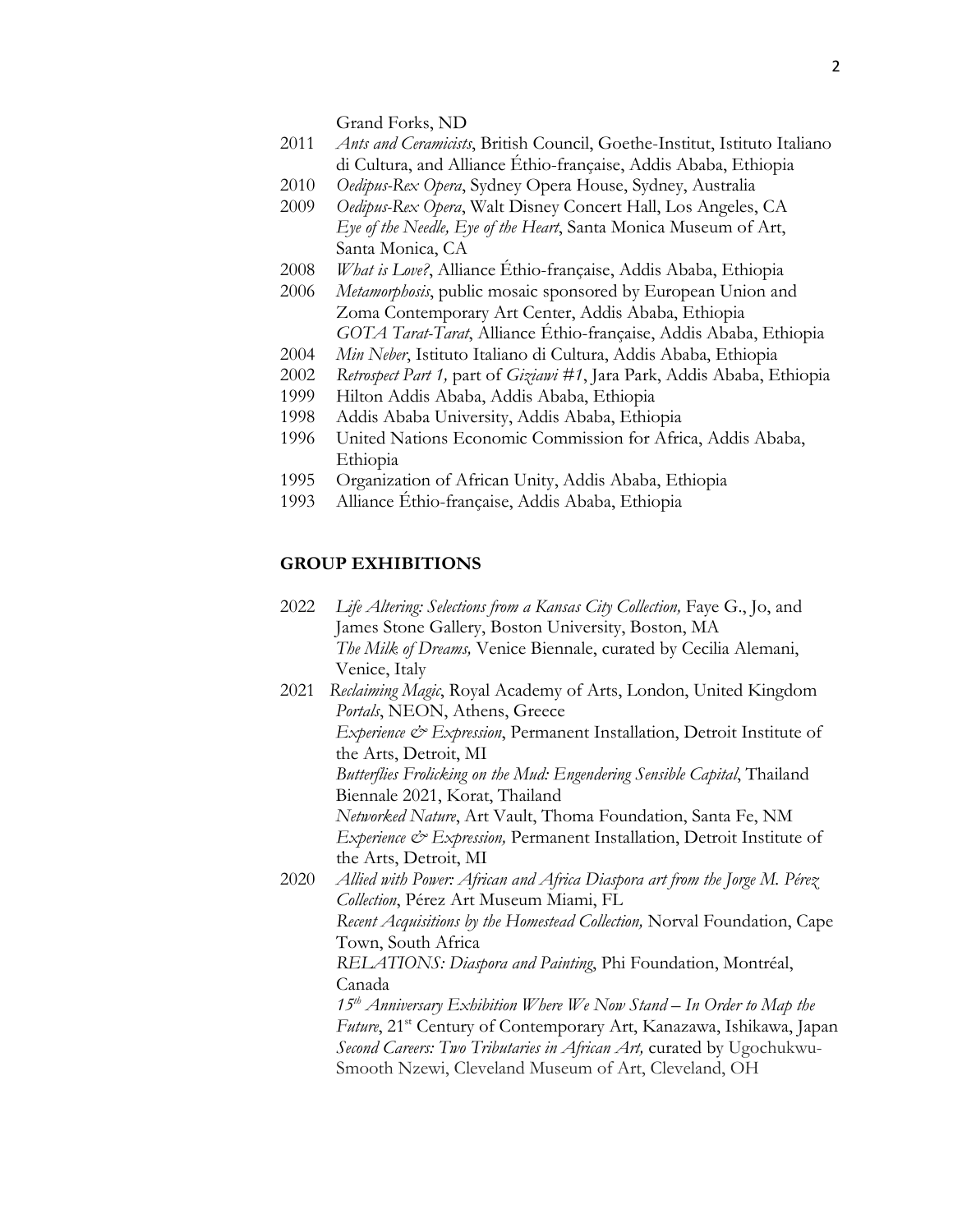Grand Forks, ND

2011 *Ants and Ceramicists*, British Council, Goethe-Institut, Istituto Italiano di Cultura, and Alliance Éthio-française, Addis Ababa, Ethiopia

2010 *Oedipus-Rex Opera*, Sydney Opera House, Sydney, Australia

2009 *Oedipus-Rex Opera*, Walt Disney Concert Hall, Los Angeles, CA
*Eye of the Needle, Eye of the Heart*, Santa Monica Museum of Art, Santa Monica, CA

2008 *What is Love?*, Alliance Éthio-française, Addis Ababa, Ethiopia

2006 *Metamorphosis*, public mosaic sponsored by European Union and Zoma Contemporary Art Center, Addis Ababa, Ethiopia
*GOTA Tarat-Tarat*, Alliance Éthio-française, Addis Ababa, Ethiopia

2004 *Min Neber*, Istituto Italiano di Cultura, Addis Ababa, Ethiopia

2002 *Retrospect Part 1,* part of *Giziawi #1*, Jara Park, Addis Ababa, Ethiopia

1999 Hilton Addis Ababa, Addis Ababa, Ethiopia

1998 Addis Ababa University, Addis Ababa, Ethiopia

1996 United Nations Economic Commission for Africa, Addis Ababa, Ethiopia

1995 Organization of African Unity, Addis Ababa, Ethiopia

1993 Alliance Éthio-française, Addis Ababa, Ethiopia

## GROUP EXHIBITIONS

2022 *Life Altering: Selections from a Kansas City Collection,* Faye G., Jo, and James Stone Gallery, Boston University, Boston, MA
*The Milk of Dreams,* Venice Biennale, curated by Cecilia Alemani, Venice, Italy

2021 *Reclaiming Magic*, Royal Academy of Arts, London, United Kingdom
*Portals*, NEON, Athens, Greece
*Experience & Expression*, Permanent Installation, Detroit Institute of the Arts, Detroit, MI
*Butterflies Frolicking on the Mud: Engendering Sensible Capital*, Thailand Biennale 2021, Korat, Thailand
*Networked Nature*, Art Vault, Thoma Foundation, Santa Fe, NM
*Experience & Expression,* Permanent Installation, Detroit Institute of the Arts, Detroit, MI

2020 *Allied with Power: African and Africa Diaspora art from the Jorge M. Pérez Collection*, Pérez Art Museum Miami, FL
*Recent Acquisitions by the Homestead Collection,* Norval Foundation, Cape Town, South Africa
*RELATIONS: Diaspora and Painting*, Phi Foundation, Montréal, Canada
*15th Anniversary Exhibition Where We Now Stand – In Order to Map the Future*, 21st Century of Contemporary Art, Kanazawa, Ishikawa, Japan
*Second Careers: Two Tributaries in African Art,* curated by Ugochukwu-Smooth Nzewi, Cleveland Museum of Art, Cleveland, OH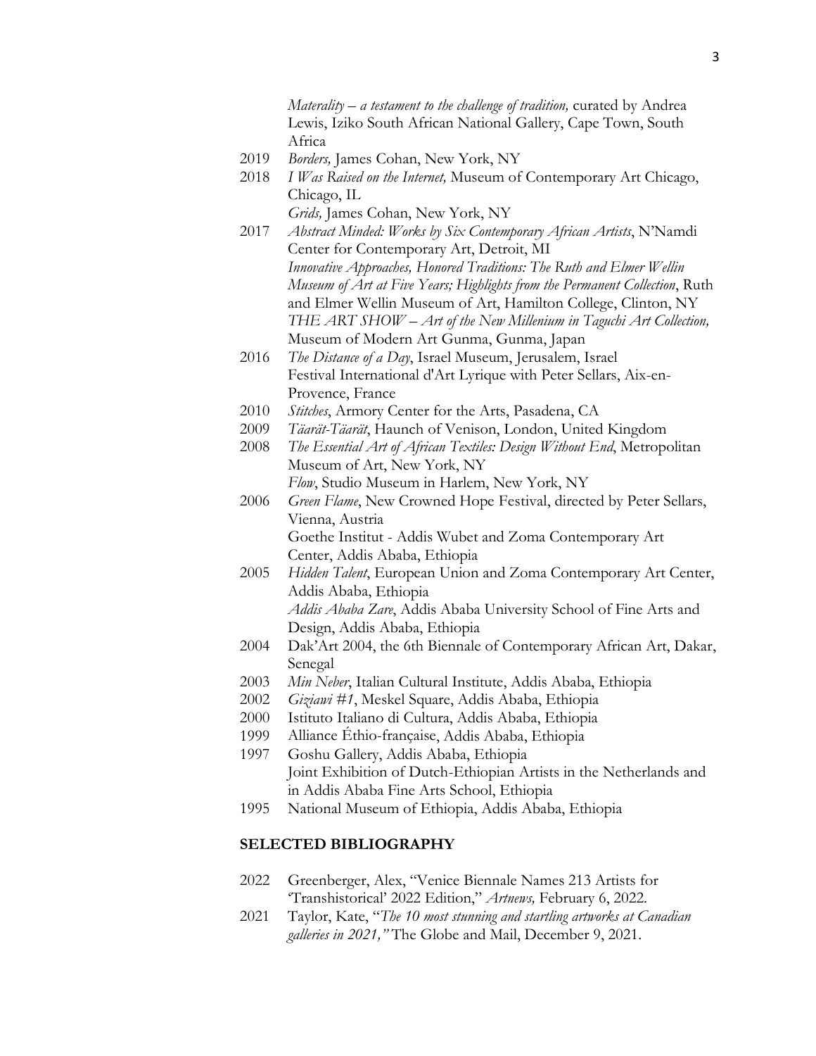*Materality – a testament to the challenge of tradition,* curated by Andrea Lewis, Iziko South African National Gallery, Cape Town, South Africa

2019 *Borders,* James Cohan, New York, NY

2018 *I Was Raised on the Internet,* Museum of Contemporary Art Chicago, Chicago, IL
*Grids,* James Cohan, New York, NY

2017 *Abstract Minded: Works by Six Contemporary African Artists*, N'Namdi Center for Contemporary Art, Detroit, MI
*Innovative Approaches, Honored Traditions: The Ruth and Elmer Wellin Museum of Art at Five Years; Highlights from the Permanent Collection*, Ruth and Elmer Wellin Museum of Art, Hamilton College, Clinton, NY
*THE ART SHOW – Art of the New Millenium in Taguchi Art Collection,* Museum of Modern Art Gunma, Gunma, Japan

2016 *The Distance of a Day*, Israel Museum, Jerusalem, Israel
Festival International d'Art Lyrique with Peter Sellars, Aix-en-Provence, France

2010 *Stitches*, Armory Center for the Arts, Pasadena, CA

2009 *Täarät-Täarät*, Haunch of Venison, London, United Kingdom

2008 *The Essential Art of African Textiles: Design Without End*, Metropolitan Museum of Art, New York, NY
*Flow*, Studio Museum in Harlem, New York, NY

2006 *Green Flame*, New Crowned Hope Festival, directed by Peter Sellars, Vienna, Austria
Goethe Institut - Addis Wubet and Zoma Contemporary Art Center, Addis Ababa, Ethiopia

2005 *Hidden Talent*, European Union and Zoma Contemporary Art Center, Addis Ababa, Ethiopia
*Addis Ababa Zare*, Addis Ababa University School of Fine Arts and Design, Addis Ababa, Ethiopia

2004 Dak'Art 2004, the 6th Biennale of Contemporary African Art, Dakar, Senegal

2003 *Min Neber*, Italian Cultural Institute, Addis Ababa, Ethiopia

2002 *Giziawi #1*, Meskel Square, Addis Ababa, Ethiopia

2000 Istituto Italiano di Cultura, Addis Ababa, Ethiopia

1999 Alliance Éthio-française, Addis Ababa, Ethiopia

1997 Goshu Gallery, Addis Ababa, Ethiopia
Joint Exhibition of Dutch-Ethiopian Artists in the Netherlands and in Addis Ababa Fine Arts School, Ethiopia

1995 National Museum of Ethiopia, Addis Ababa, Ethiopia

## SELECTED BIBLIOGRAPHY

2022 Greenberger, Alex, "Venice Biennale Names 213 Artists for 'Transhistorical' 2022 Edition," *Artnews,* February 6, 2022.

2021 Taylor, Kate, "*The 10 most stunning and startling artworks at Canadian galleries in 2021,"* The Globe and Mail, December 9, 2021.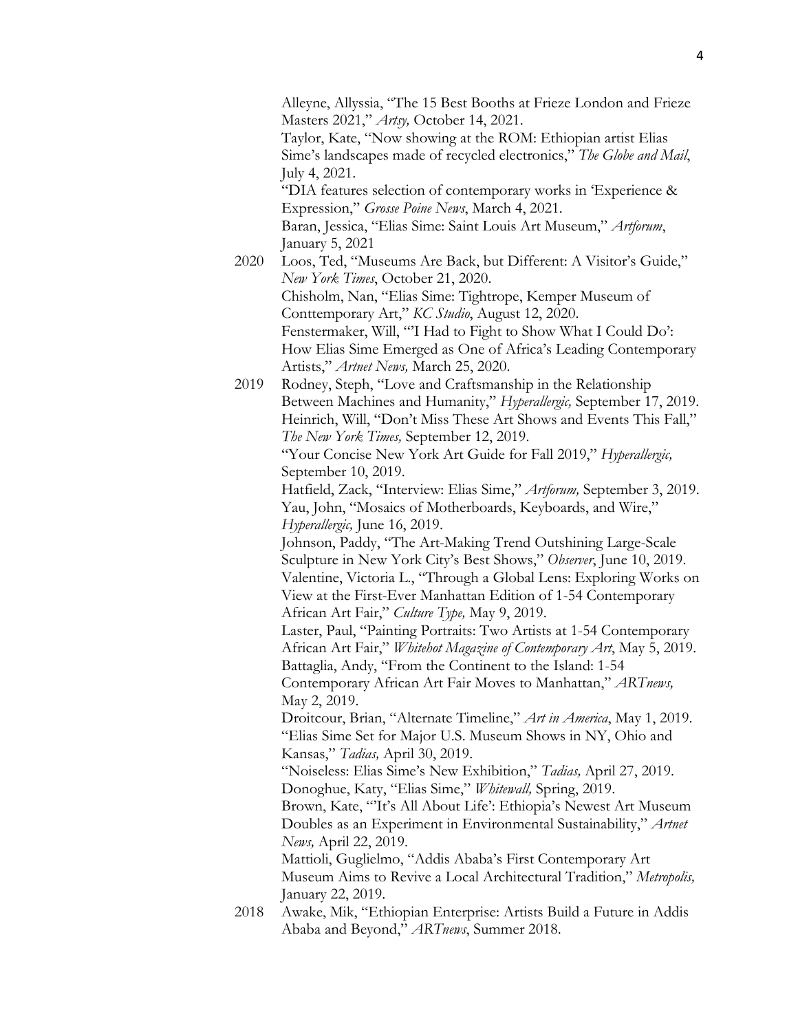Alleyne, Allyssia, "The 15 Best Booths at Frieze London and Frieze Masters 2021," *Artsy,* October 14, 2021.

Taylor, Kate, "Now showing at the ROM: Ethiopian artist Elias Sime's landscapes made of recycled electronics," *The Globe and Mail*, July 4, 2021.

"DIA features selection of contemporary works in 'Experience & Expression," *Grosse Poine News*, March 4, 2021.

Baran, Jessica, "Elias Sime: Saint Louis Art Museum," *Artforum*, January 5, 2021

2020 Loos, Ted, "Museums Are Back, but Different: A Visitor's Guide," *New York Times*, October 21, 2020.

Chisholm, Nan, "Elias Sime: Tightrope, Kemper Museum of Conttemporary Art," *KC Studio*, August 12, 2020.

Fenstermaker, Will, "'I Had to Fight to Show What I Could Do': How Elias Sime Emerged as One of Africa's Leading Contemporary Artists," *Artnet News,* March 25, 2020.

2019 Rodney, Steph, "Love and Craftsmanship in the Relationship Between Machines and Humanity," *Hyperallergic,* September 17, 2019.

Heinrich, Will, "Don't Miss These Art Shows and Events This Fall," *The New York Times,* September 12, 2019.

"Your Concise New York Art Guide for Fall 2019," *Hyperallergic,* September 10, 2019.

Hatfield, Zack, "Interview: Elias Sime," *Artforum,* September 3, 2019.

Yau, John, "Mosaics of Motherboards, Keyboards, and Wire," *Hyperallergic,* June 16, 2019.

Johnson, Paddy, "The Art-Making Trend Outshining Large-Scale Sculpture in New York City's Best Shows," *Observer*, June 10, 2019.

Valentine, Victoria L., "Through a Global Lens: Exploring Works on View at the First-Ever Manhattan Edition of 1-54 Contemporary African Art Fair," *Culture Type,* May 9, 2019.

Laster, Paul, "Painting Portraits: Two Artists at 1-54 Contemporary African Art Fair," *Whitehot Magazine of Contemporary Art*, May 5, 2019.

Battaglia, Andy, "From the Continent to the Island: 1-54 Contemporary African Art Fair Moves to Manhattan," *ARTnews,* May 2, 2019.

Droitcour, Brian, "Alternate Timeline," *Art in America*, May 1, 2019.

"Elias Sime Set for Major U.S. Museum Shows in NY, Ohio and Kansas," *Tadias,* April 30, 2019.

"Noiseless: Elias Sime's New Exhibition," *Tadias,* April 27, 2019.

Donoghue, Katy, "Elias Sime," *Whitewall,* Spring, 2019.

Brown, Kate, "'It's All About Life': Ethiopia's Newest Art Museum Doubles as an Experiment in Environmental Sustainability," *Artnet News,* April 22, 2019.

Mattioli, Guglielmo, "Addis Ababa's First Contemporary Art Museum Aims to Revive a Local Architectural Tradition," *Metropolis,* January 22, 2019.

2018 Awake, Mik, "Ethiopian Enterprise: Artists Build a Future in Addis Ababa and Beyond," *ARTnews*, Summer 2018.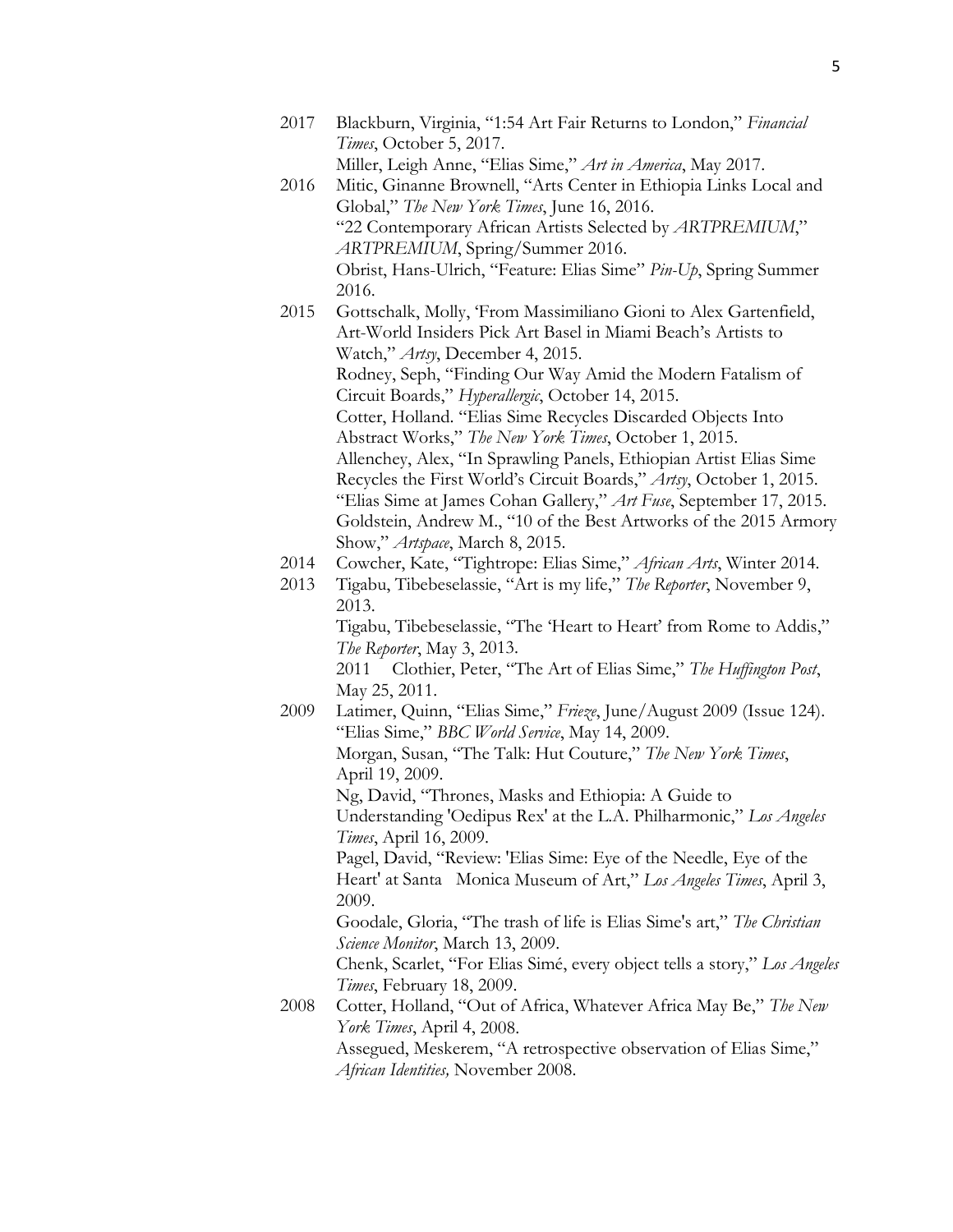2017 Blackburn, Virginia, "1:54 Art Fair Returns to London," *Financial Times*, October 5, 2017.
Miller, Leigh Anne, "Elias Sime," *Art in America*, May 2017.

2016 Mitic, Ginanne Brownell, "Arts Center in Ethiopia Links Local and Global," *The New York Times*, June 16, 2016.
"22 Contemporary African Artists Selected by *ARTPREMIUM*," *ARTPREMIUM*, Spring/Summer 2016.
Obrist, Hans-Ulrich, "Feature: Elias Sime" *Pin-Up*, Spring Summer 2016.

2015 Gottschalk, Molly, 'From Massimiliano Gioni to Alex Gartenfield, Art-World Insiders Pick Art Basel in Miami Beach's Artists to Watch," *Artsy*, December 4, 2015.
Rodney, Seph, "Finding Our Way Amid the Modern Fatalism of Circuit Boards," *Hyperallergic*, October 14, 2015.
Cotter, Holland. "Elias Sime Recycles Discarded Objects Into Abstract Works," *The New York Times*, October 1, 2015.
Allenchey, Alex, "In Sprawling Panels, Ethiopian Artist Elias Sime Recycles the First World's Circuit Boards," *Artsy*, October 1, 2015.
"Elias Sime at James Cohan Gallery," *Art Fuse*, September 17, 2015.
Goldstein, Andrew M., "10 of the Best Artworks of the 2015 Armory Show," *Artspace*, March 8, 2015.

2014 Cowcher, Kate, "Tightrope: Elias Sime," *African Arts*, Winter 2014.

2013 Tigabu, Tibebeselassie, "Art is my life," *The Reporter*, November 9, 2013.
Tigabu, Tibebeselassie, "The 'Heart to Heart' from Rome to Addis," *The Reporter*, May 3, 2013.
2011 Clothier, Peter, "The Art of Elias Sime," *The Huffington Post*, May 25, 2011.

2009 Latimer, Quinn, "Elias Sime," *Frieze*, June/August 2009 (Issue 124).
"Elias Sime," *BBC World Service*, May 14, 2009.
Morgan, Susan, "The Talk: Hut Couture," *The New York Times*, April 19, 2009.
Ng, David, "Thrones, Masks and Ethiopia: A Guide to Understanding 'Oedipus Rex' at the L.A. Philharmonic," *Los Angeles Times*, April 16, 2009.
Pagel, David, "Review: 'Elias Sime: Eye of the Needle, Eye of the Heart' at Santa Monica Museum of Art," *Los Angeles Times*, April 3, 2009.
Goodale, Gloria, "The trash of life is Elias Sime's art," *The Christian Science Monitor*, March 13, 2009.
Chenk, Scarlet, "For Elias Simé, every object tells a story," *Los Angeles Times*, February 18, 2009.

2008 Cotter, Holland, "Out of Africa, Whatever Africa May Be," *The New York Times*, April 4, 2008.
Assegued, Meskerem, "A retrospective observation of Elias Sime," *African Identities,* November 2008.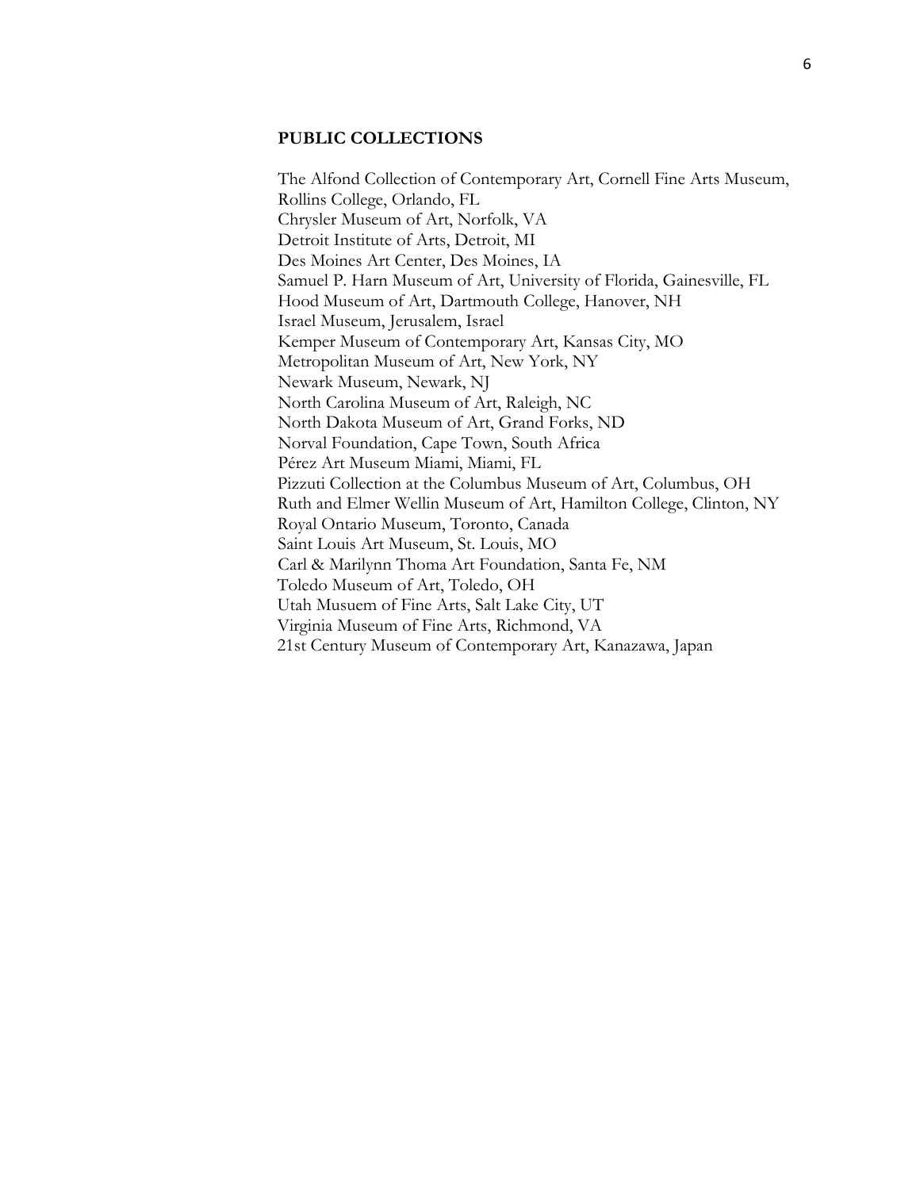**PUBLIC COLLECTIONS**

The Alfond Collection of Contemporary Art, Cornell Fine Arts Museum, Rollins College, Orlando, FL
Chrysler Museum of Art, Norfolk, VA
Detroit Institute of Arts, Detroit, MI
Des Moines Art Center, Des Moines, IA
Samuel P. Harn Museum of Art, University of Florida, Gainesville, FL
Hood Museum of Art, Dartmouth College, Hanover, NH
Israel Museum, Jerusalem, Israel
Kemper Museum of Contemporary Art, Kansas City, MO
Metropolitan Museum of Art, New York, NY
Newark Museum, Newark, NJ
North Carolina Museum of Art, Raleigh, NC
North Dakota Museum of Art, Grand Forks, ND
Norval Foundation, Cape Town, South Africa
Pérez Art Museum Miami, Miami, FL
Pizzuti Collection at the Columbus Museum of Art, Columbus, OH
Ruth and Elmer Wellin Museum of Art, Hamilton College, Clinton, NY
Royal Ontario Museum, Toronto, Canada
Saint Louis Art Museum, St. Louis, MO
Carl & Marilynn Thoma Art Foundation, Santa Fe, NM
Toledo Museum of Art, Toledo, OH
Utah Musuem of Fine Arts, Salt Lake City, UT
Virginia Museum of Fine Arts, Richmond, VA
21st Century Museum of Contemporary Art, Kanazawa, Japan